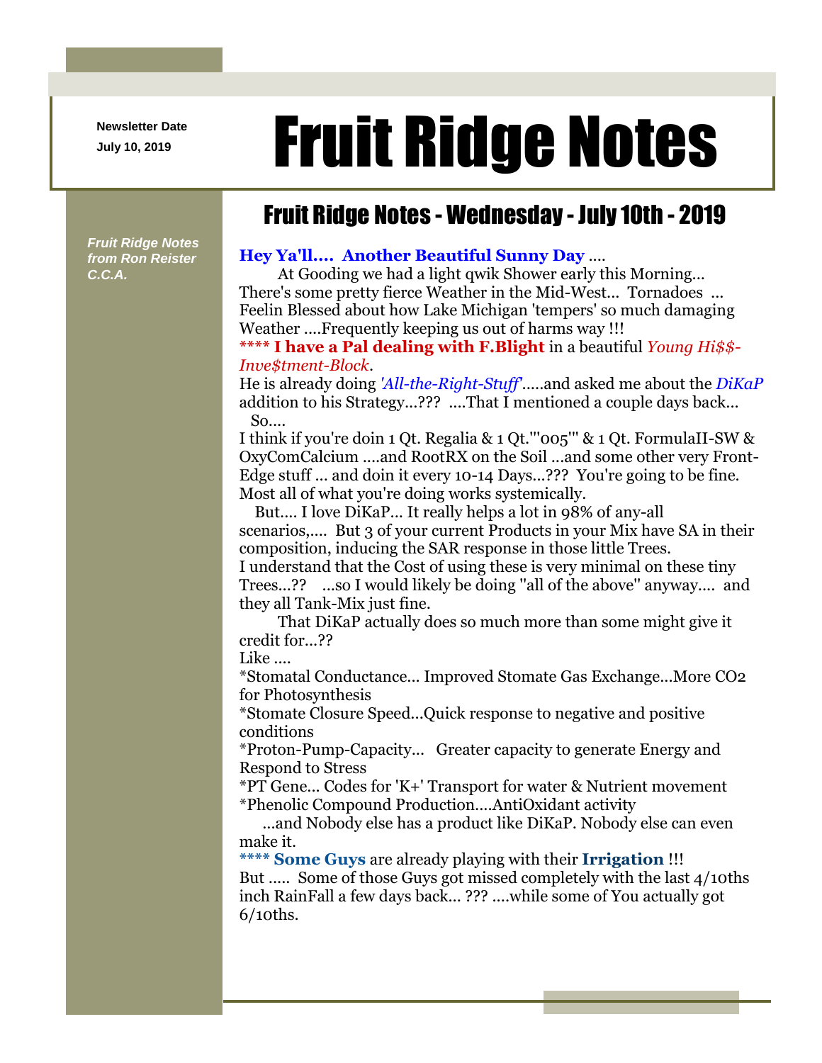Newsletter Date
July 10, 2019

# Fruit Ridge Notes

## Fruit Ridge Notes - Wednesday - July 10th - 2019

*Fruit Ridge Notes from Ron Reister C.C.A.*

**Hey Ya'll.... Another Beautiful Sunny Day** ....

At Gooding we had a light qwik Shower early this Morning... There's some pretty fierce Weather in the Mid-West... Tornadoes ... Feelin Blessed about how Lake Michigan 'tempers' so much damaging Weather ....Frequently keeping us out of harms way !!!

**\*\*\*\* I have a Pal dealing with F.Blight** in a beautiful *Young Hi$$-Inve$tment-Block*.

He is already doing *'All-the-Right-Stuff'*.....and asked me about the *DiKaP* addition to his Strategy...??? ....That I mentioned a couple days back... So....

I think if you're doin 1 Qt. Regalia & 1 Qt.'"005'" & 1 Qt. FormulaII-SW & OxyComCalcium ....and RootRX on the Soil ...and some other very Front-Edge stuff ... and doin it every 10-14 Days...??? You're going to be fine. Most all of what you're doing works systemically.

But.... I love DiKaP... It really helps a lot in 98% of any-all scenarios,.... But 3 of your current Products in your Mix have SA in their composition, inducing the SAR response in those little Trees.

I understand that the Cost of using these is very minimal on these tiny Trees...?? ...so I would likely be doing "all of the above" anyway.... and they all Tank-Mix just fine.

That DiKaP actually does so much more than some might give it credit for...??

Like ....

*Stomatal Conductance... Improved Stomate Gas Exchange...More $CO_2$ for Photosynthesis

*Stomate Closure Speed...Quick response to negative and positive conditions

*Proton-Pump-Capacity... Greater capacity to generate Energy and Respond to Stress

*PT Gene... Codes for 'K+' Transport for water & Nutrient movement

*Phenolic Compound Production....AntiOxidant activity

...and Nobody else has a product like DiKaP. Nobody else can even make it.

**\*\*\*\* Some Guys** are already playing with their **Irrigation** !!!

But ..... Some of those Guys got missed completely with the last 4/10ths inch RainFall a few days back... ??? ....while some of You actually got 6/10ths.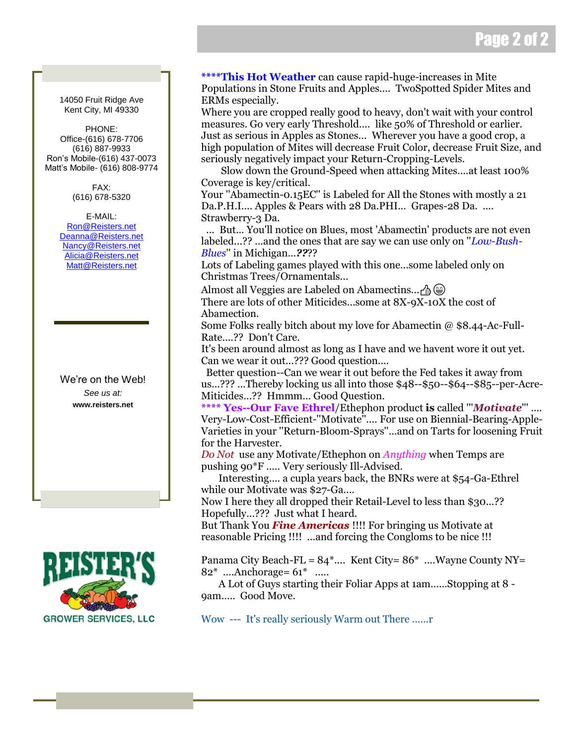14050 Fruit Ridge Ave
Kent City, MI 49330

PHONE:
Office-(616) 678-7706
(616) 887-9933
Ron's Mobile-(616) 437-0073
Matt's Mobile- (616) 808-9774

FAX:
(616) 678-5320

E-MAIL:
Ron@Reisters.net
Deanna@Reisters.net
Nancy@Reisters.net
Alicia@Reisters.net
Matt@Reisters.net

We're on the Web!
*See us at:*
**www.reisters.net**

REISTER'S
GROWER SERVICES, LLC

**\*\*\*\*This Hot Weather** can cause rapid-huge-increases in Mite Populations in Stone Fruits and Apples.... TwoSpotted Spider Mites and ERMs especially.
Where you are cropped really good to heavy, don't wait with your control measures. Go very early Threshold.... like 50% of Threshold or earlier.
Just as serious in Apples as Stones... Wherever you have a good crop, a high population of Mites will decrease Fruit Color, decrease Fruit Size, and seriously negatively impact your Return-Cropping-Levels.
Slow down the Ground-Speed when attacking Mites....at least 100% Coverage is key/critical.
Your "Abamectin-0.15EC" is Labeled for All the Stones with mostly a 21 Da.P.H.I.... Apples & Pears with 28 Da.PHI... Grapes-28 Da. .... Strawberry-3 Da.
... But... You'll notice on Blues, most 'Abamectin' products are not even labeled...?? ...and the ones that are say we can use only on "*Low-Bush-Blues*" in Michigan...***??***??
Lots of Labeling games played with this one...some labeled only on Christmas Trees/Ornamentals...
Almost all Veggies are Labeled on Abamectins... 👍 😁
There are lots of other Miticides...some at 8X-9X-10X the cost of Abamection.
Some Folks really bitch about my love for Abamectin @ $8.44-Ac-Full-Rate....?? Don't Care.
It's been around almost as long as I have and we havent wore it out yet. Can we wear it out...??? Good question....
Better question--Can we wear it out before the Fed takes it away from us...??? ...Thereby locking us all into those $48--$50--$64--$85--per-Acre-Miticides...?? Hmmm... Good Question.
**\*\*\*\* Yes--Our Fave Ethrel**/Ethephon product **is** called "'***Motivate***'" .... Very-Low-Cost-Efficient-"Motivate".... For use on Biennial-Bearing-Apple-Varieties in your "Return-Bloom-Sprays"...and on Tarts for loosening Fruit for the Harvester.
*Do Not* use any Motivate/Ethephon on *Anything* when Temps are pushing 90*F ..... Very seriously Ill-Advised.
Interesting.... a cupla years back, the BNRs were at $54-Ga-Ethrel while our Motivate was $27-Ga....
Now I here they all dropped their Retail-Level to less than $30...?? Hopefully...??? Just what I heard.
But Thank You ***Fine Americas*** !!!! For bringing us Motivate at reasonable Pricing !!!! ...and forcing the Congloms to be nice !!!

Panama City Beach-FL = 84*.... Kent City= 86* ....Wayne County NY= 82* ....Anchorage= 61* .....
A Lot of Guys starting their Foliar Apps at 1am......Stopping at 8 - 9am..... Good Move.

Wow --- It's really seriously Warm out There ......r